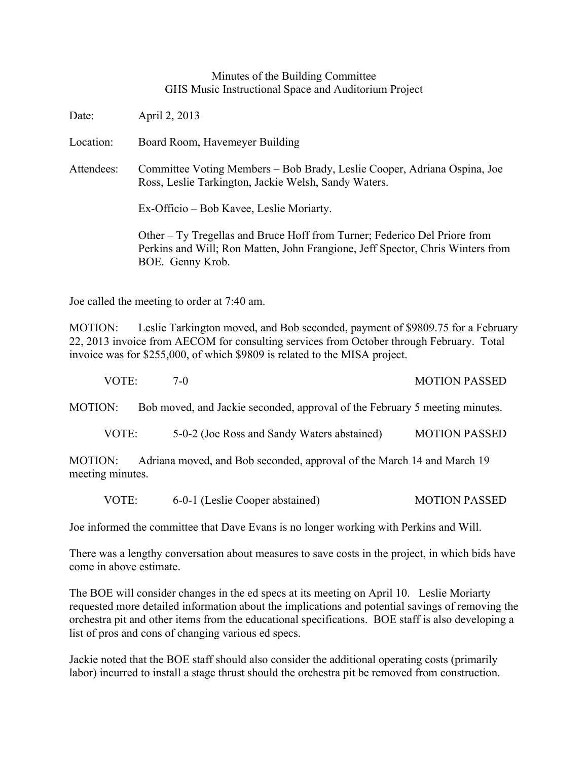Minutes of the Building Committee
GHS Music Instructional Space and Auditorium Project

Date: April 2, 2013

Location: Board Room, Havemeyer Building

Attendees: Committee Voting Members – Bob Brady, Leslie Cooper, Adriana Ospina, Joe Ross, Leslie Tarkington, Jackie Welsh, Sandy Waters.

Ex-Officio – Bob Kavee, Leslie Moriarty.

Other – Ty Tregellas and Bruce Hoff from Turner; Federico Del Priore from Perkins and Will; Ron Matten, John Frangione, Jeff Spector, Chris Winters from BOE. Genny Krob.

Joe called the meeting to order at 7:40 am.

MOTION: Leslie Tarkington moved, and Bob seconded, payment of $9809.75 for a February 22, 2013 invoice from AECOM for consulting services from October through February. Total invoice was for $255,000, of which $9809 is related to the MISA project.

VOTE: 7-0 MOTION PASSED

MOTION: Bob moved, and Jackie seconded, approval of the February 5 meeting minutes.

VOTE: 5-0-2 (Joe Ross and Sandy Waters abstained) MOTION PASSED

MOTION: Adriana moved, and Bob seconded, approval of the March 14 and March 19 meeting minutes.

VOTE: 6-0-1 (Leslie Cooper abstained) MOTION PASSED

Joe informed the committee that Dave Evans is no longer working with Perkins and Will.

There was a lengthy conversation about measures to save costs in the project, in which bids have come in above estimate.

The BOE will consider changes in the ed specs at its meeting on April 10. Leslie Moriarty requested more detailed information about the implications and potential savings of removing the orchestra pit and other items from the educational specifications. BOE staff is also developing a list of pros and cons of changing various ed specs.

Jackie noted that the BOE staff should also consider the additional operating costs (primarily labor) incurred to install a stage thrust should the orchestra pit be removed from construction.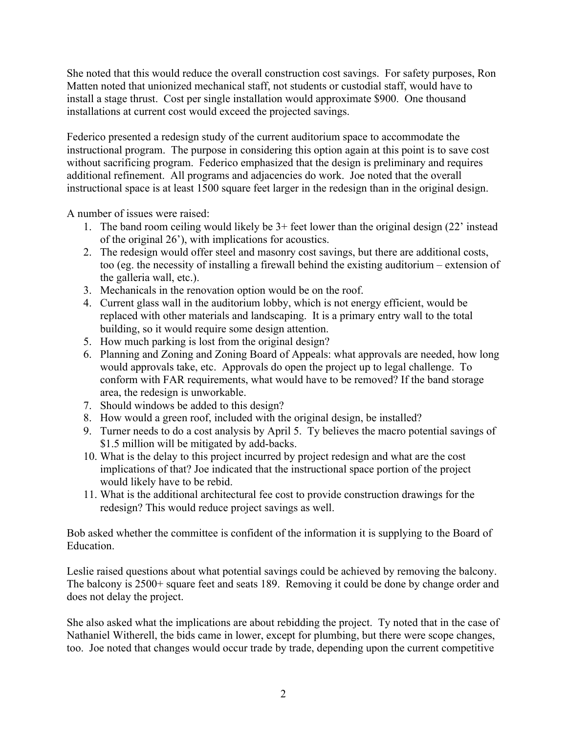She noted that this would reduce the overall construction cost savings. For safety purposes, Ron Matten noted that unionized mechanical staff, not students or custodial staff, would have to install a stage thrust. Cost per single installation would approximate $900. One thousand installations at current cost would exceed the projected savings.

Federico presented a redesign study of the current auditorium space to accommodate the instructional program. The purpose in considering this option again at this point is to save cost without sacrificing program. Federico emphasized that the design is preliminary and requires additional refinement. All programs and adjacencies do work. Joe noted that the overall instructional space is at least 1500 square feet larger in the redesign than in the original design.

A number of issues were raised:

1. The band room ceiling would likely be 3+ feet lower than the original design (22' instead of the original 26'), with implications for acoustics.
2. The redesign would offer steel and masonry cost savings, but there are additional costs, too (eg. the necessity of installing a firewall behind the existing auditorium – extension of the galleria wall, etc.).
3. Mechanicals in the renovation option would be on the roof.
4. Current glass wall in the auditorium lobby, which is not energy efficient, would be replaced with other materials and landscaping. It is a primary entry wall to the total building, so it would require some design attention.
5. How much parking is lost from the original design?
6. Planning and Zoning and Zoning Board of Appeals: what approvals are needed, how long would approvals take, etc. Approvals do open the project up to legal challenge. To conform with FAR requirements, what would have to be removed? If the band storage area, the redesign is unworkable.
7. Should windows be added to this design?
8. How would a green roof, included with the original design, be installed?
9. Turner needs to do a cost analysis by April 5. Ty believes the macro potential savings of $1.5 million will be mitigated by add-backs.
10. What is the delay to this project incurred by project redesign and what are the cost implications of that? Joe indicated that the instructional space portion of the project would likely have to be rebid.
11. What is the additional architectural fee cost to provide construction drawings for the redesign? This would reduce project savings as well.

Bob asked whether the committee is confident of the information it is supplying to the Board of Education.

Leslie raised questions about what potential savings could be achieved by removing the balcony. The balcony is 2500+ square feet and seats 189. Removing it could be done by change order and does not delay the project.

She also asked what the implications are about rebidding the project. Ty noted that in the case of Nathaniel Witherell, the bids came in lower, except for plumbing, but there were scope changes, too. Joe noted that changes would occur trade by trade, depending upon the current competitive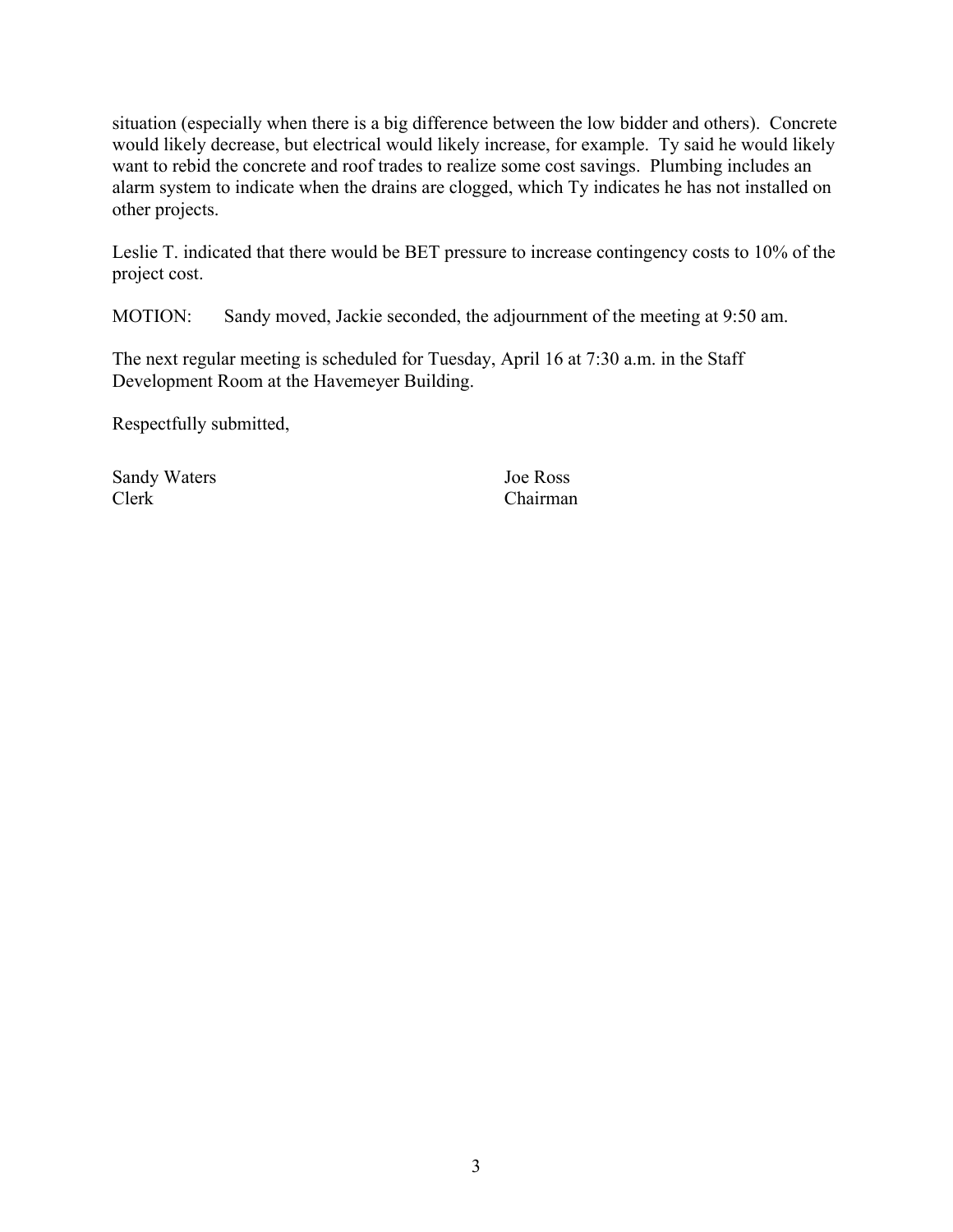situation (especially when there is a big difference between the low bidder and others). Concrete would likely decrease, but electrical would likely increase, for example. Ty said he would likely want to rebid the concrete and roof trades to realize some cost savings. Plumbing includes an alarm system to indicate when the drains are clogged, which Ty indicates he has not installed on other projects.

Leslie T. indicated that there would be BET pressure to increase contingency costs to 10% of the project cost.

MOTION: Sandy moved, Jackie seconded, the adjournment of the meeting at 9:50 am.

The next regular meeting is scheduled for Tuesday, April 16 at 7:30 a.m. in the Staff Development Room at the Havemeyer Building.

Respectfully submitted,

Sandy Waters
Clerk

Joe Ross
Chairman